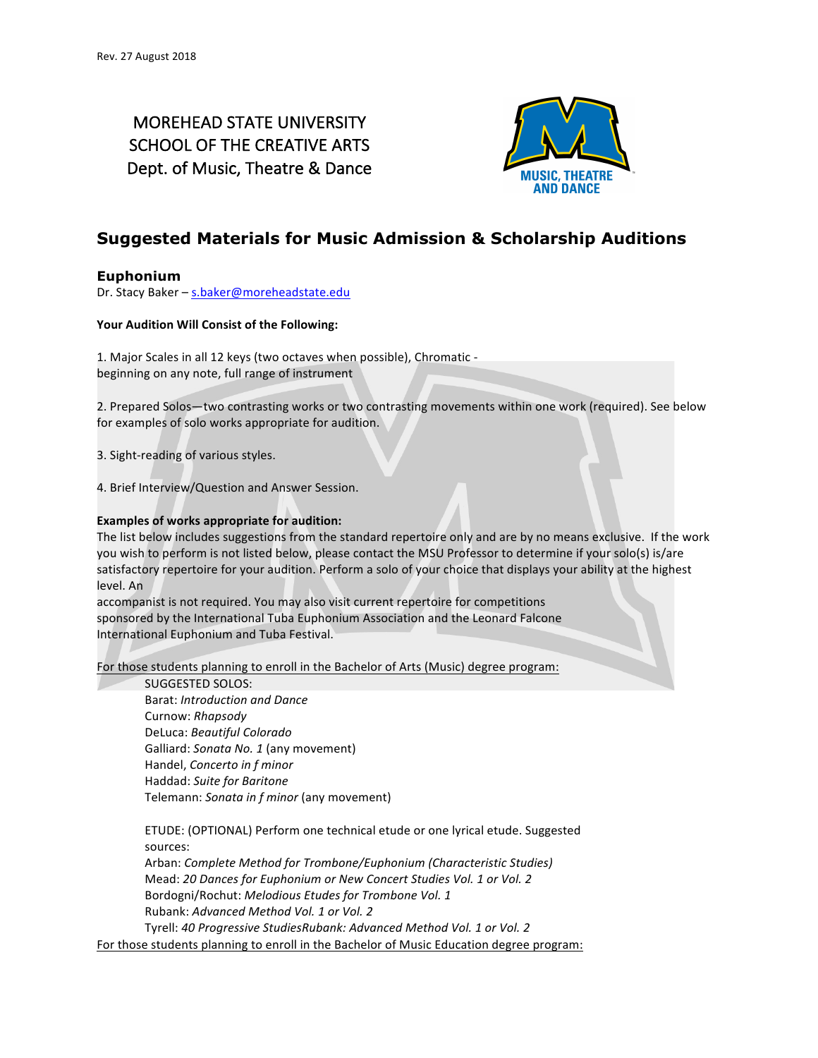Rev. 27 August 2018

MOREHEAD STATE UNIVERSITY
SCHOOL OF THE CREATIVE ARTS
Dept. of Music, Theatre & Dance

## Suggested Materials for Music Admission & Scholarship Auditions

### Euphonium

Dr. Stacy Baker – s.baker@moreheadstate.edu

**Your Audition Will Consist of the Following:**

1. Major Scales in all 12 keys (two octaves when possible), Chromatic - beginning on any note, full range of instrument

2. Prepared Solos—two contrasting works or two contrasting movements within one work (required). See below for examples of solo works appropriate for audition.

3. Sight-reading of various styles.

4. Brief Interview/Question and Answer Session.

**Examples of works appropriate for audition:**

The list below includes suggestions from the standard repertoire only and are by no means exclusive. If the work you wish to perform is not listed below, please contact the MSU Professor to determine if your solo(s) is/are satisfactory repertoire for your audition. Perform a solo of your choice that displays your ability at the highest level. An accompanist is not required. You may also visit current repertoire for competitions sponsored by the International Tuba Euphonium Association and the Leonard Falcone International Euphonium and Tuba Festival.

For those students planning to enroll in the Bachelor of Arts (Music) degree program:

SUGGESTED SOLOS:
Barat: *Introduction and Dance*
Curnow: *Rhapsody*
DeLuca: *Beautiful Colorado*
Galliard: *Sonata No. 1* (any movement)
Handel, *Concerto in f minor*
Haddad: *Suite for Baritone*
Telemann: *Sonata in f minor* (any movement)

ETUDE: (OPTIONAL) Perform one technical etude or one lyrical etude. Suggested sources:
Arban: *Complete Method for Trombone/Euphonium (Characteristic Studies)*
Mead: *20 Dances for Euphonium or New Concert Studies Vol. 1 or Vol. 2*
Bordogni/Rochut: *Melodious Etudes for Trombone Vol. 1*
Rubank: *Advanced Method Vol. 1 or Vol. 2*
Tyrell: *40 Progressive StudiesRubank: Advanced Method Vol. 1 or Vol. 2*

For those students planning to enroll in the Bachelor of Music Education degree program: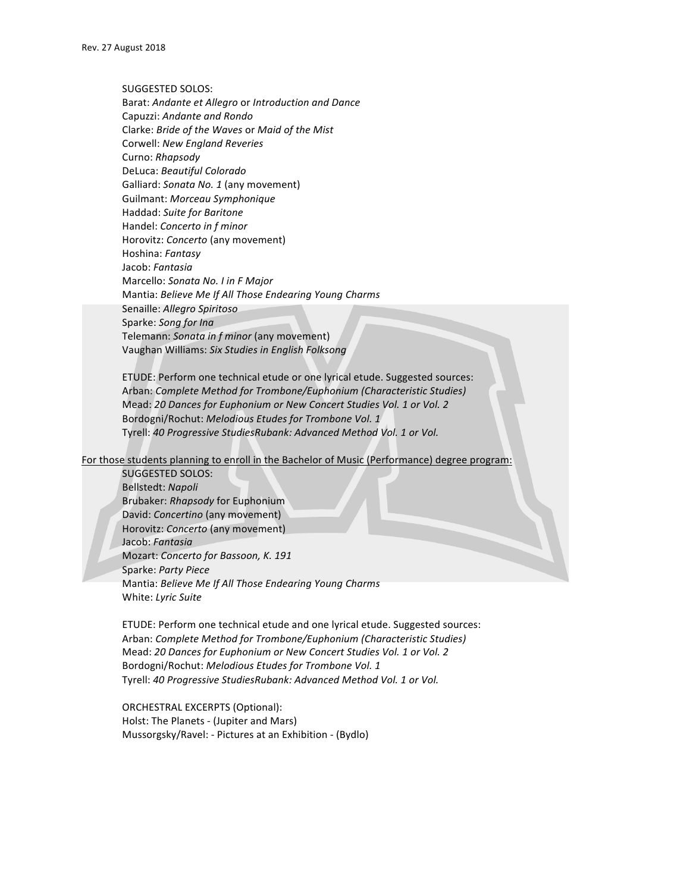SUGGESTED SOLOS:
Barat: *Andante et Allegro* or *Introduction and Dance*
Capuzzi: *Andante and Rondo*
Clarke: *Bride of the Waves* or *Maid of the Mist*
Corwell: *New England Reveries*
Curno: *Rhapsody*
DeLuca: *Beautiful Colorado*
Galliard: *Sonata No. 1* (any movement)
Guilmant: *Morceau Symphonique*
Haddad: *Suite for Baritone*
Handel: *Concerto in f minor*
Horovitz: *Concerto* (any movement)
Hoshina: *Fantasy*
Jacob: *Fantasia*
Marcello: *Sonata No. I in F Major*
Mantia: *Believe Me If All Those Endearing Young Charms*
Senaille: *Allegro Spiritoso*
Sparke: *Song for Ina*
Telemann: *Sonata in f minor* (any movement)
Vaughan Williams: *Six Studies in English Folksong*

ETUDE: Perform one technical etude or one lyrical etude. Suggested sources:
Arban: *Complete Method for Trombone/Euphonium (Characteristic Studies)*
Mead: *20 Dances for Euphonium or New Concert Studies Vol. 1 or Vol. 2*
Bordogni/Rochut: *Melodious Etudes for Trombone Vol. 1*
Tyrell: *40 Progressive StudiesRubank: Advanced Method Vol. 1 or Vol.*

For those students planning to enroll in the Bachelor of Music (Performance) degree program:

SUGGESTED SOLOS:
Bellstedt: *Napoli*
Brubaker: *Rhapsody* for Euphonium
David: *Concertino* (any movement)
Horovitz: *Concerto* (any movement)
Jacob: *Fantasia*
Mozart: *Concerto for Bassoon, K. 191*
Sparke: *Party Piece*
Mantia: *Believe Me If All Those Endearing Young Charms*
White: *Lyric Suite*

ETUDE: Perform one technical etude and one lyrical etude. Suggested sources:
Arban: *Complete Method for Trombone/Euphonium (Characteristic Studies)*
Mead: *20 Dances for Euphonium or New Concert Studies Vol. 1 or Vol. 2*
Bordogni/Rochut: *Melodious Etudes for Trombone Vol. 1*
Tyrell: *40 Progressive StudiesRubank: Advanced Method Vol. 1 or Vol.*

ORCHESTRAL EXCERPTS (Optional):
Holst: The Planets - (Jupiter and Mars)
Mussorgsky/Ravel: - Pictures at an Exhibition - (Bydlo)